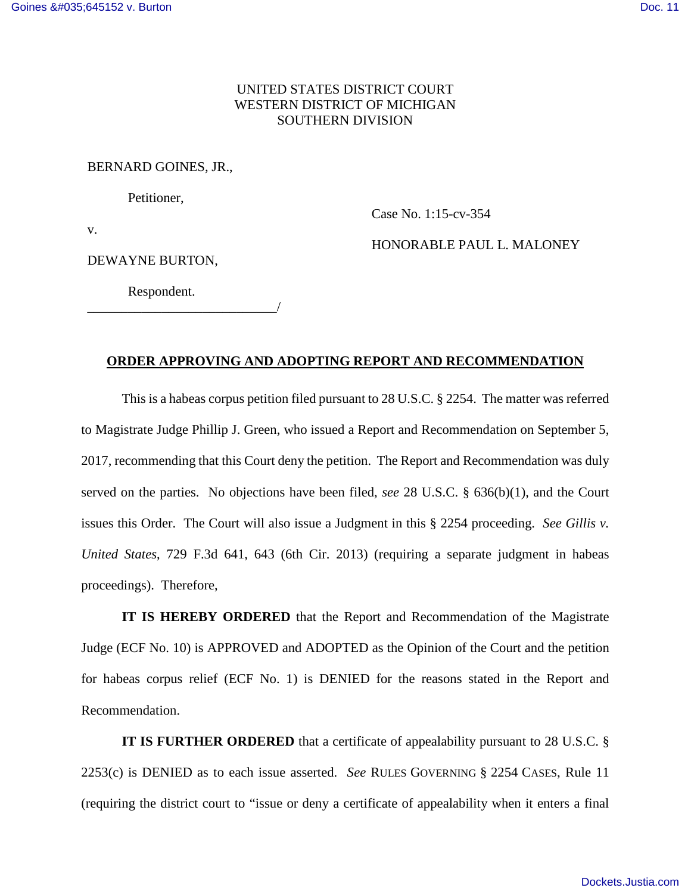UNITED STATES DISTRICT COURT
WESTERN DISTRICT OF MICHIGAN
SOUTHERN DIVISION

BERNARD GOINES, JR.,

Petitioner,

v.

DEWAYNE BURTON,

Respondent.
_____________________________/

Case No. 1:15-cv-354

HONORABLE PAUL L. MALONEY

**ORDER APPROVING AND ADOPTING REPORT AND RECOMMENDATION**

This is a habeas corpus petition filed pursuant to 28 U.S.C. § 2254. The matter was referred to Magistrate Judge Phillip J. Green, who issued a Report and Recommendation on September 5, 2017, recommending that this Court deny the petition. The Report and Recommendation was duly served on the parties. No objections have been filed, *see* 28 U.S.C. § 636(b)(1), and the Court issues this Order. The Court will also issue a Judgment in this § 2254 proceeding. *See Gillis v. United States*, 729 F.3d 641, 643 (6th Cir. 2013) (requiring a separate judgment in habeas proceedings). Therefore,

**IT IS HEREBY ORDERED** that the Report and Recommendation of the Magistrate Judge (ECF No. 10) is APPROVED and ADOPTED as the Opinion of the Court and the petition for habeas corpus relief (ECF No. 1) is DENIED for the reasons stated in the Report and Recommendation.

**IT IS FURTHER ORDERED** that a certificate of appealability pursuant to 28 U.S.C. § 2253(c) is DENIED as to each issue asserted. *See* RULES GOVERNING § 2254 CASES, Rule 11 (requiring the district court to "issue or deny a certificate of appealability when it enters a final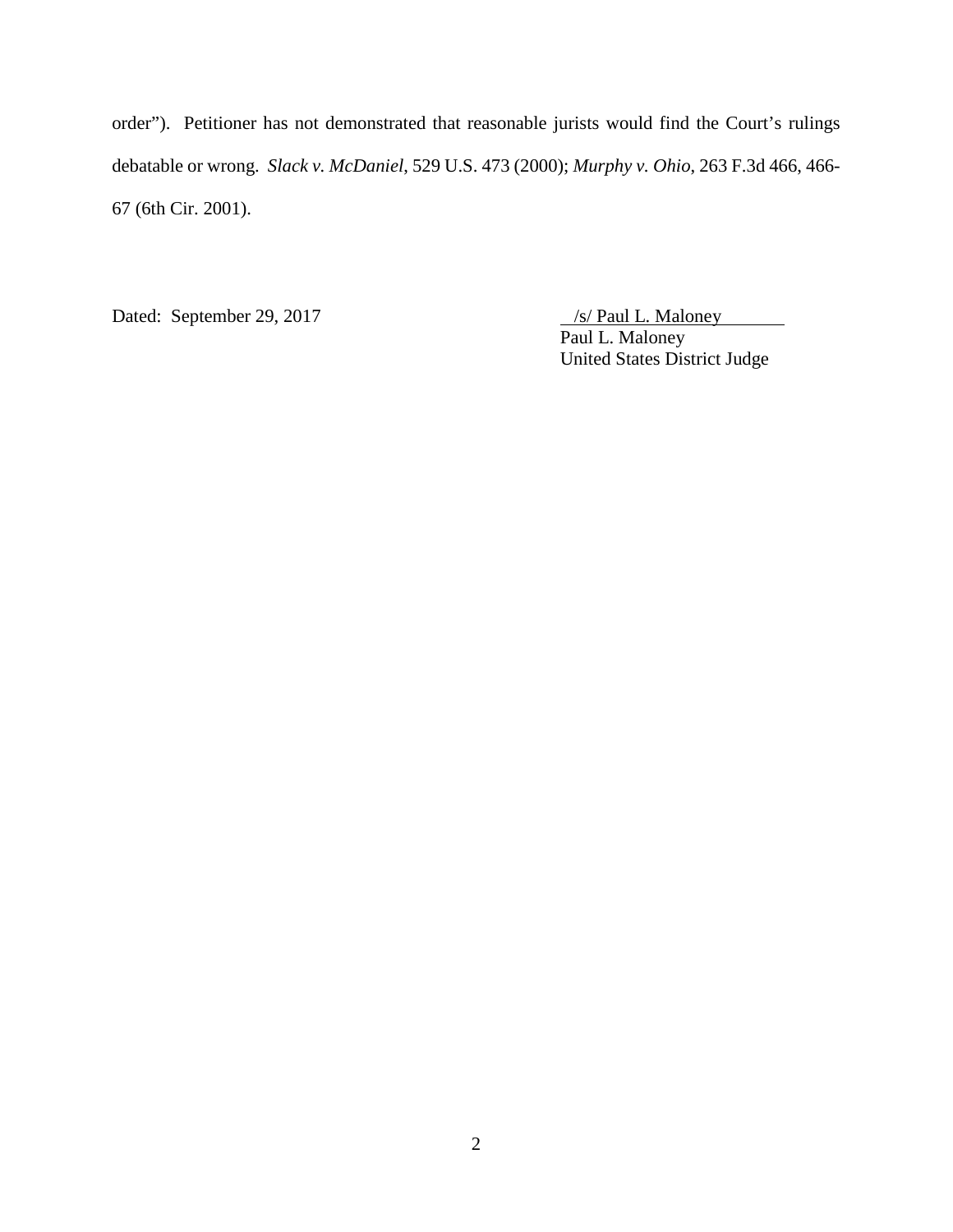order"). Petitioner has not demonstrated that reasonable jurists would find the Court's rulings debatable or wrong. *Slack v. McDaniel*, 529 U.S. 473 (2000); *Murphy v. Ohio*, 263 F.3d 466, 466-67 (6th Cir. 2001).

Dated: September 29, 2017

/s/ Paul L. Maloney
Paul L. Maloney
United States District Judge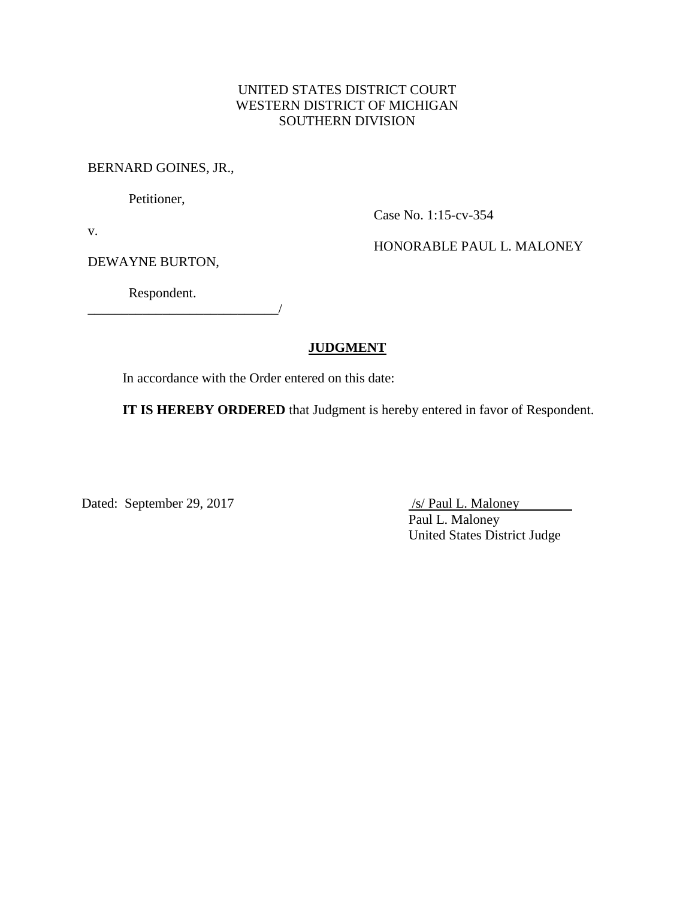UNITED STATES DISTRICT COURT
WESTERN DISTRICT OF MICHIGAN
SOUTHERN DIVISION

BERNARD GOINES, JR.,

Petitioner,

v.

DEWAYNE BURTON,

Respondent.
____________________________/

Case No. 1:15-cv-354

HONORABLE PAUL L. MALONEY

# JUDGMENT

In accordance with the Order entered on this date:

**IT IS HEREBY ORDERED** that Judgment is hereby entered in favor of Respondent.

Dated: September 29, 2017

/s/ Paul L. Maloney
Paul L. Maloney
United States District Judge